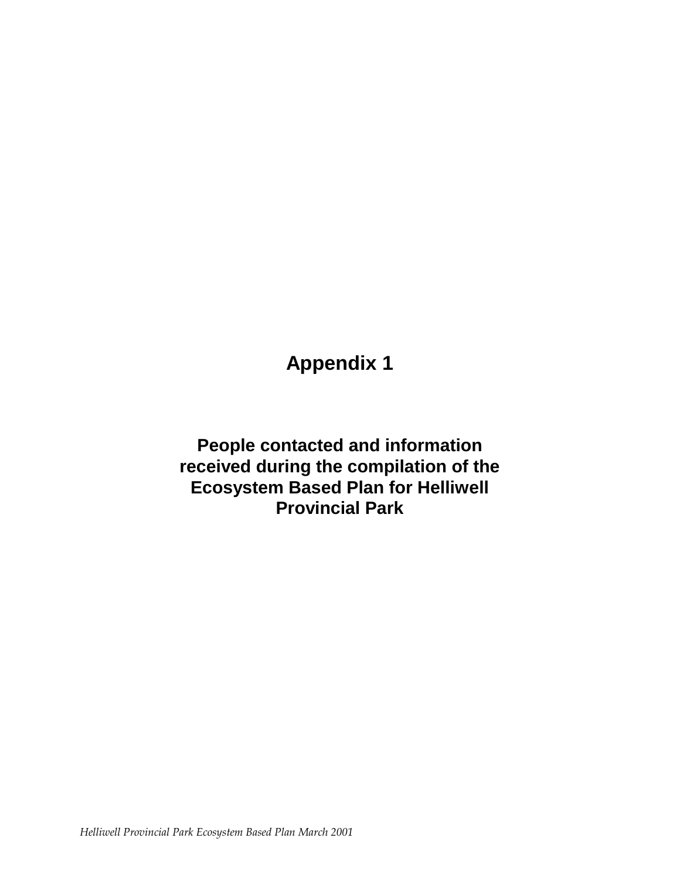# Appendix 1

## People contacted and information received during the compilation of the Ecosystem Based Plan for Helliwell Provincial Park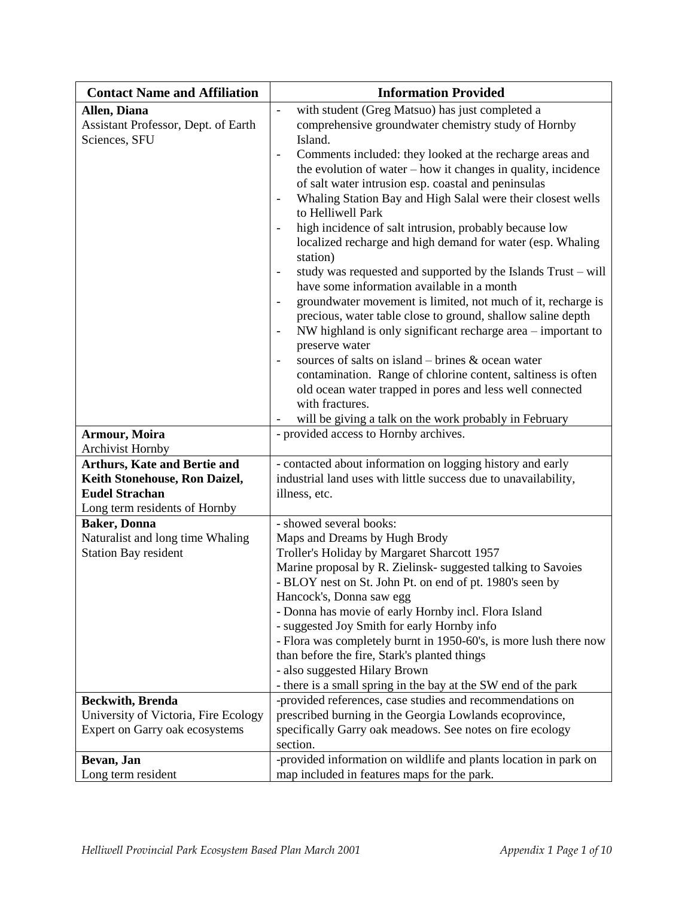| Contact Name and Affiliation | Information Provided |
|---|---|
| **Allen, Diana**<br>Assistant Professor, Dept. of Earth Sciences, SFU | - with student (Greg Matsuo) has just completed a comprehensive groundwater chemistry study of Hornby Island.<br>- Comments included: they looked at the recharge areas and the evolution of water – how it changes in quality, incidence of salt water intrusion esp. coastal and peninsulas<br>- Whaling Station Bay and High Salal were their closest wells to Helliwell Park<br>- high incidence of salt intrusion, probably because low localized recharge and high demand for water (esp. Whaling station)<br>- study was requested and supported by the Islands Trust – will have some information available in a month<br>- groundwater movement is limited, not much of it, recharge is precious, water table close to ground, shallow saline depth<br>- NW highland is only significant recharge area – important to preserve water<br>- sources of salts on island – brines & ocean water contamination. Range of chlorine content, saltiness is often old ocean water trapped in pores and less well connected with fractures.<br>- will be giving a talk on the work probably in February |
| **Armour, Moira**<br>Archivist Hornby | - provided access to Hornby archives. |
| **Arthurs, Kate and Bertie and Keith Stonehouse, Ron Daizel, Eudel Strachan**<br>Long term residents of Hornby | - contacted about information on logging history and early industrial land uses with little success due to unavailability, illness, etc. |
| **Baker, Donna**<br>Naturalist and long time Whaling Station Bay resident | - showed several books:<br>Maps and Dreams by Hugh Brody<br>Troller's Holiday by Margaret Sharcott 1957<br>Marine proposal by R. Zielinsk- suggested talking to Savoies<br>- BLOY nest on St. John Pt. on end of pt. 1980's seen by Hancock's, Donna saw egg<br>- Donna has movie of early Hornby incl. Flora Island<br>- suggested Joy Smith for early Hornby info<br>- Flora was completely burnt in 1950-60's, is more lush there now than before the fire, Stark's planted things<br>- also suggested Hilary Brown<br>- there is a small spring in the bay at the SW end of the park |
| **Beckwith, Brenda**<br>University of Victoria, Fire Ecology Expert on Garry oak ecosystems | -provided references, case studies and recommendations on prescribed burning in the Georgia Lowlands ecoprovince, specifically Garry oak meadows. See notes on fire ecology section. |
| **Bevan, Jan**<br>Long term resident | -provided information on wildlife and plants location in park on map included in features maps for the park. |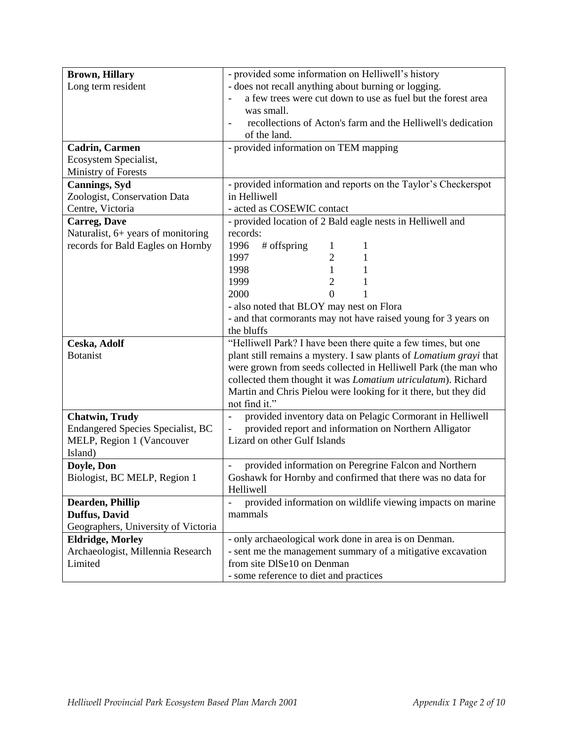| | |
|---|---|
| **Brown, Hillary**<br>Long term resident | - provided some information on Helliwell's history<br>- does not recall anything about burning or logging.<br>- a few trees were cut down to use as fuel but the forest area was small.<br>- recollections of Acton's farm and the Helliwell's dedication of the land. |
| **Cadrin, Carmen**<br>Ecosystem Specialist,<br>Ministry of Forests | - provided information on TEM mapping |
| **Cannings, Syd**<br>Zoologist, Conservation Data Centre, Victoria | - provided information and reports on the Taylor's Checkerspot in Helliwell<br>- acted as COSEWIC contact |
| **Carreg, Dave**<br>Naturalist, 6+ years of monitoring records for Bald Eagles on Hornby | - provided location of 2 Bald eagle nests in Helliwell and records:<br>1996 # offspring 1 1<br>1997 2 1<br>1998 1 1<br>1999 2 1<br>2000 0 1<br>- also noted that BLOY may nest on Flora<br>- and that cormorants may not have raised young for 3 years on the bluffs |
| **Ceska, Adolf**<br>Botanist | "Helliwell Park? I have been there quite a few times, but one plant still remains a mystery. I saw plants of *Lomatium grayi* that were grown from seeds collected in Helliwell Park (the man who collected them thought it was *Lomatium utriculatum*). Richard Martin and Chris Pielou were looking for it there, but they did not find it." |
| **Chatwin, Trudy**<br>Endangered Species Specialist, BC MELP, Region 1 (Vancouver Island) | - provided inventory data on Pelagic Cormorant in Helliwell<br>- provided report and information on Northern Alligator Lizard on other Gulf Islands |
| **Doyle, Don**<br>Biologist, BC MELP, Region 1 | - provided information on Peregrine Falcon and Northern Goshawk for Hornby and confirmed that there was no data for Helliwell |
| **Dearden, Phillip**<br>**Duffus, David**<br>Geographers, University of Victoria | - provided information on wildlife viewing impacts on marine mammals |
| **Eldridge, Morley**<br>Archaeologist, Millennia Research Limited | - only archaeological work done in area is on Denman.<br>- sent me the management summary of a mitigative excavation from site DlSe10 on Denman<br>- some reference to diet and practices |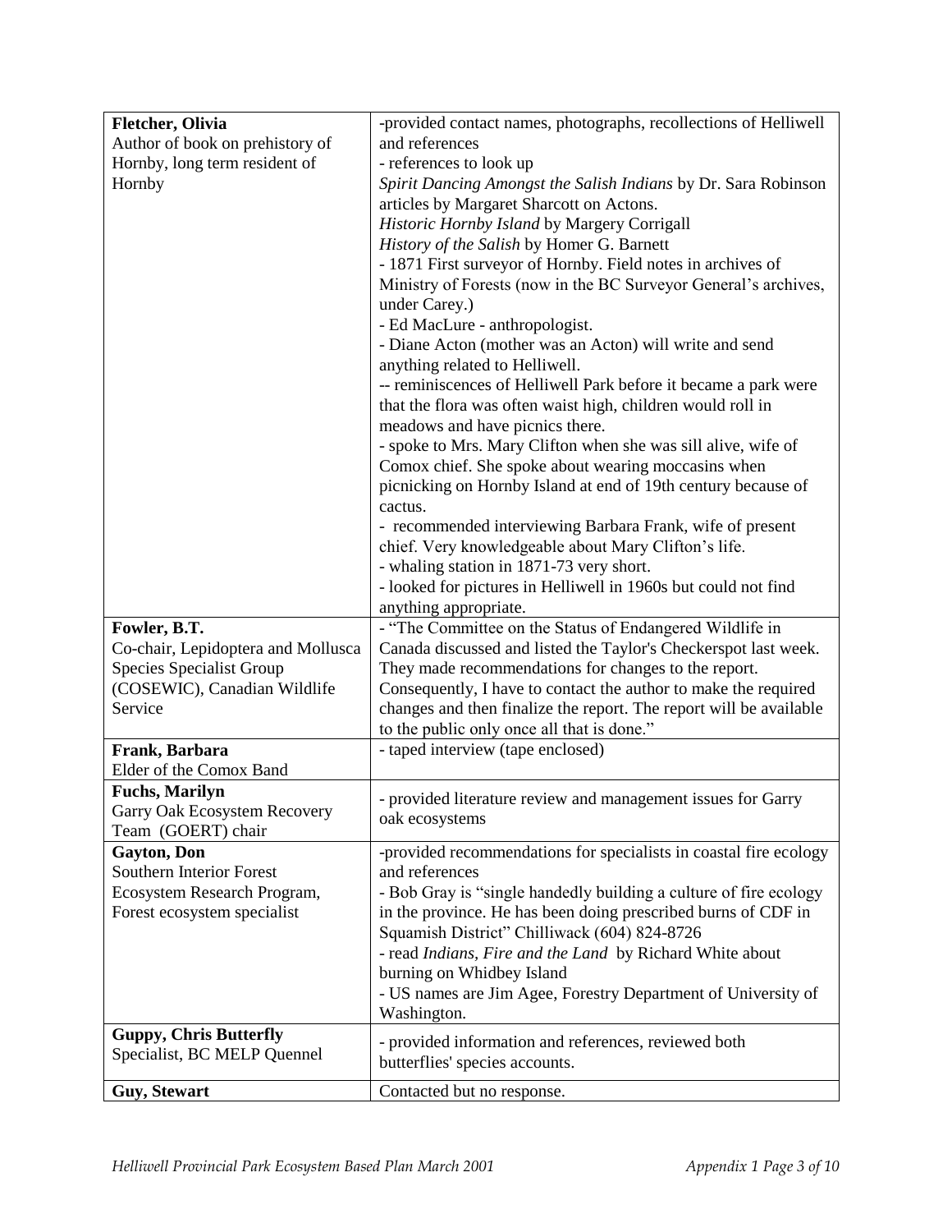| | |
|---|---|
| **Fletcher, Olivia**<br>Author of book on prehistory of Hornby, long term resident of Hornby | -provided contact names, photographs, recollections of Helliwell and references<br>- references to look up<br>*Spirit Dancing Amongst the Salish Indians* by Dr. Sara Robinson<br>articles by Margaret Sharcott on Actons.<br>*Historic Hornby Island* by Margery Corrigall<br>*History of the Salish* by Homer G. Barnett<br>- 1871 First surveyor of Hornby. Field notes in archives of Ministry of Forests (now in the BC Surveyor General's archives, under Carey.)<br>- Ed MacLure - anthropologist.<br>- Diane Acton (mother was an Acton) will write and send anything related to Helliwell.<br>-- reminiscences of Helliwell Park before it became a park were that the flora was often waist high, children would roll in meadows and have picnics there.<br>- spoke to Mrs. Mary Clifton when she was sill alive, wife of Comox chief. She spoke about wearing moccasins when picnicking on Hornby Island at end of 19th century because of cactus.<br>- recommended interviewing Barbara Frank, wife of present chief. Very knowledgeable about Mary Clifton's life.<br>- whaling station in 1871-73 very short.<br>- looked for pictures in Helliwell in 1960s but could not find anything appropriate. |
| **Fowler, B.T.**<br>Co-chair, Lepidoptera and Mollusca Species Specialist Group (COSEWIC), Canadian Wildlife Service | - "The Committee on the Status of Endangered Wildlife in Canada discussed and listed the Taylor's Checkerspot last week. They made recommendations for changes to the report. Consequently, I have to contact the author to make the required changes and then finalize the report. The report will be available to the public only once all that is done." |
| **Frank, Barbara**<br>Elder of the Comox Band | - taped interview (tape enclosed) |
| **Fuchs, Marilyn**<br>Garry Oak Ecosystem Recovery Team (GOERT) chair | - provided literature review and management issues for Garry oak ecosystems |
| **Gayton, Don**<br>Southern Interior Forest Ecosystem Research Program, Forest ecosystem specialist | -provided recommendations for specialists in coastal fire ecology and references<br>- Bob Gray is "single handedly building a culture of fire ecology in the province. He has been doing prescribed burns of CDF in Squamish District" Chilliwack (604) 824-8726<br>- read *Indians, Fire and the Land* by Richard White about burning on Whidbey Island<br>- US names are Jim Agee, Forestry Department of University of Washington. |
| **Guppy, Chris Butterfly**<br>Specialist, BC MELP Quennel | - provided information and references, reviewed both butterflies' species accounts. |
| **Guy, Stewart** | Contacted but no response. |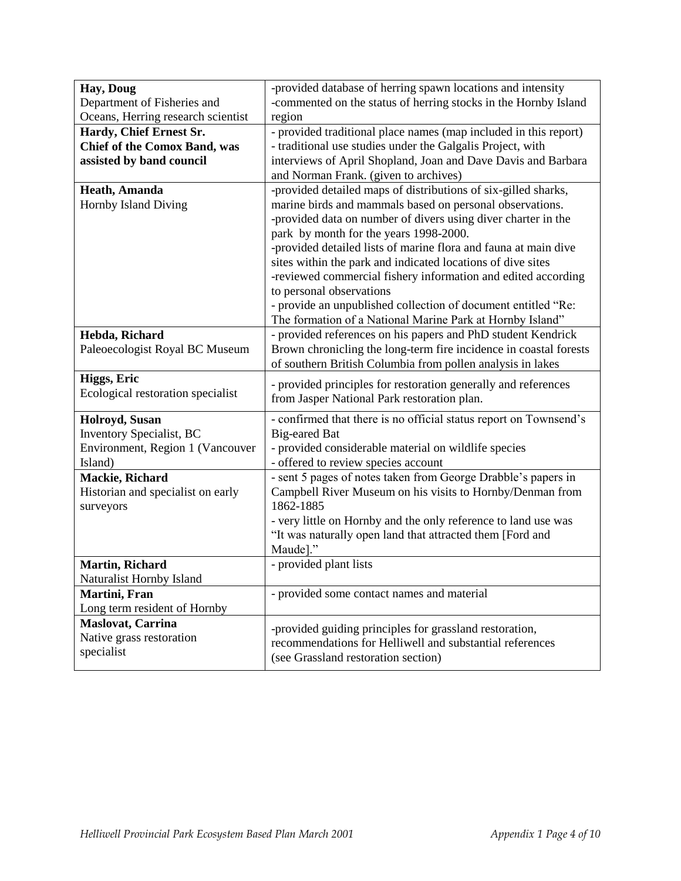| | |
|---|---|
| **Hay, Doug**<br>Department of Fisheries and Oceans, Herring research scientist | -provided database of herring spawn locations and intensity<br>-commented on the status of herring stocks in the Hornby Island region |
| **Hardy, Chief Ernest Sr.**<br>**Chief of the Comox Band, was assisted by band council** | - provided traditional place names (map included in this report)<br>- traditional use studies under the Galgalis Project, with interviews of April Shopland, Joan and Dave Davis and Barbara and Norman Frank. (given to archives) |
| **Heath, Amanda**<br>Hornby Island Diving | -provided detailed maps of distributions of six-gilled sharks, marine birds and mammals based on personal observations.<br>-provided data on number of divers using diver charter in the park by month for the years 1998-2000.<br>-provided detailed lists of marine flora and fauna at main dive sites within the park and indicated locations of dive sites<br>-reviewed commercial fishery information and edited according to personal observations<br>- provide an unpublished collection of document entitled "Re: The formation of a National Marine Park at Hornby Island" |
| **Hebda, Richard**<br>Paleoecologist Royal BC Museum | - provided references on his papers and PhD student Kendrick Brown chronicling the long-term fire incidence in coastal forests of southern British Columbia from pollen analysis in lakes |
| **Higgs, Eric**<br>Ecological restoration specialist | - provided principles for restoration generally and references from Jasper National Park restoration plan. |
| **Holroyd, Susan**<br>Inventory Specialist, BC Environment, Region 1 (Vancouver Island) | - confirmed that there is no official status report on Townsend's Big-eared Bat<br>- provided considerable material on wildlife species<br>- offered to review species account |
| **Mackie, Richard**<br>Historian and specialist on early surveyors | - sent 5 pages of notes taken from George Drabble's papers in Campbell River Museum on his visits to Hornby/Denman from 1862-1885<br>- very little on Hornby and the only reference to land use was "It was naturally open land that attracted them [Ford and Maude]." |
| **Martin, Richard**<br>Naturalist Hornby Island | - provided plant lists |
| **Martini, Fran**<br>Long term resident of Hornby | - provided some contact names and material |
| **Maslovat, Carrina**<br>Native grass restoration specialist | -provided guiding principles for grassland restoration, recommendations for Helliwell and substantial references (see Grassland restoration section) |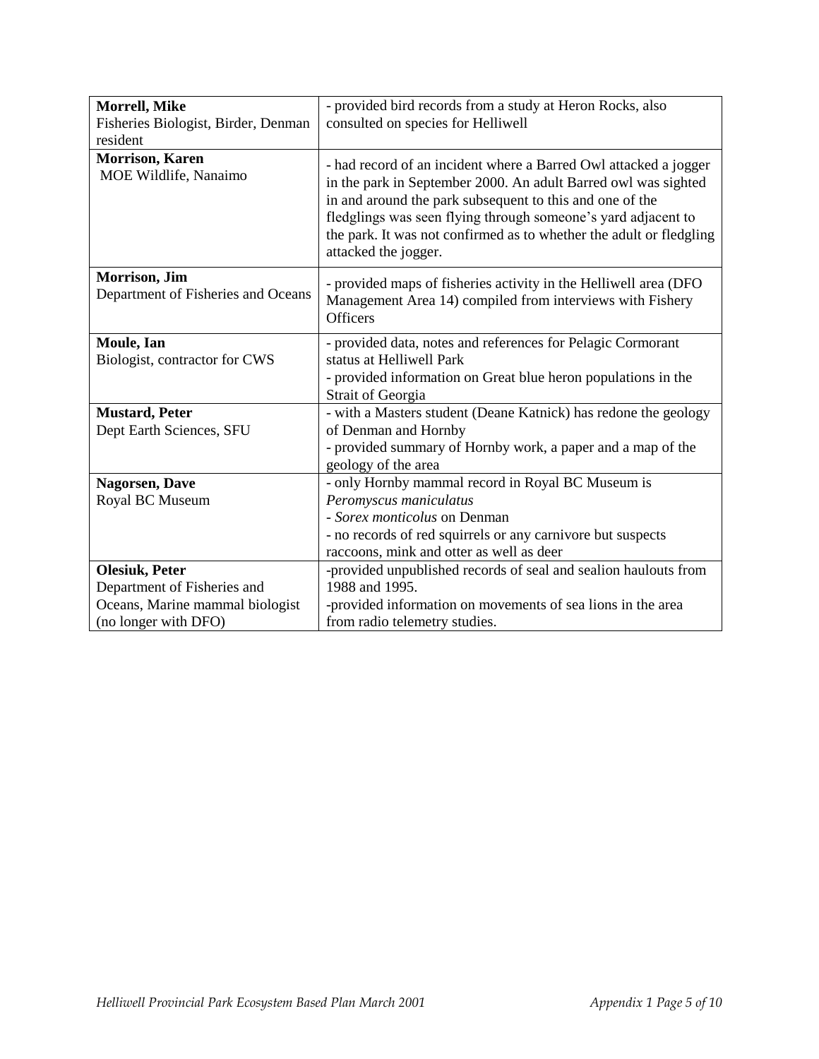| | |
|---|---|
| **Morrell, Mike**<br>Fisheries Biologist, Birder, Denman resident | - provided bird records from a study at Heron Rocks, also consulted on species for Helliwell |
| **Morrison, Karen**<br>MOE Wildlife, Nanaimo | - had record of an incident where a Barred Owl attacked a jogger in the park in September 2000. An adult Barred owl was sighted in and around the park subsequent to this and one of the fledglings was seen flying through someone's yard adjacent to the park. It was not confirmed as to whether the adult or fledgling attacked the jogger. |
| **Morrison, Jim**<br>Department of Fisheries and Oceans | - provided maps of fisheries activity in the Helliwell area (DFO Management Area 14) compiled from interviews with Fishery Officers |
| **Moule, Ian**<br>Biologist, contractor for CWS | - provided data, notes and references for Pelagic Cormorant status at Helliwell Park<br>- provided information on Great blue heron populations in the Strait of Georgia |
| **Mustard, Peter**<br>Dept Earth Sciences, SFU | - with a Masters student (Deane Katnick) has redone the geology of Denman and Hornby<br>- provided summary of Hornby work, a paper and a map of the geology of the area |
| **Nagorsen, Dave**<br>Royal BC Museum | - only Hornby mammal record in Royal BC Museum is *Peromyscus maniculatus*<br>- *Sorex monticolus* on Denman<br>- no records of red squirrels or any carnivore but suspects raccoons, mink and otter as well as deer |
| **Olesiuk, Peter**<br>Department of Fisheries and Oceans, Marine mammal biologist (no longer with DFO) | -provided unpublished records of seal and sealion haulouts from 1988 and 1995.<br>-provided information on movements of sea lions in the area from radio telemetry studies. |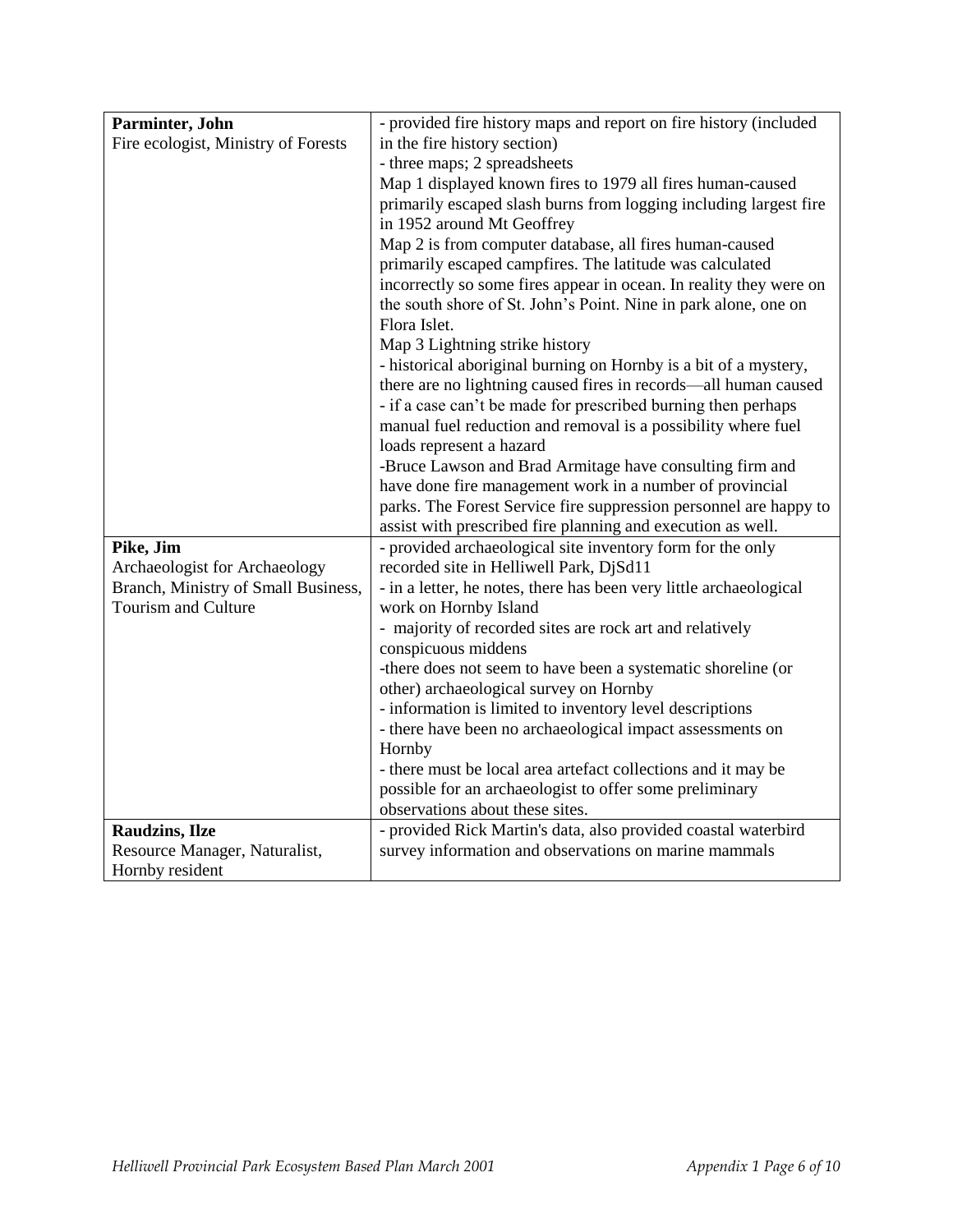| | |
|---|---|
| **Parminter, John**<br>Fire ecologist, Ministry of Forests | - provided fire history maps and report on fire history (included in the fire history section)<br>- three maps; 2 spreadsheets<br>Map 1 displayed known fires to 1979 all fires human-caused primarily escaped slash burns from logging including largest fire in 1952 around Mt Geoffrey<br>Map 2 is from computer database, all fires human-caused primarily escaped campfires. The latitude was calculated incorrectly so some fires appear in ocean. In reality they were on the south shore of St. John's Point. Nine in park alone, one on Flora Islet.<br>Map 3 Lightning strike history<br>- historical aboriginal burning on Hornby is a bit of a mystery, there are no lightning caused fires in records—all human caused<br>- if a case can't be made for prescribed burning then perhaps manual fuel reduction and removal is a possibility where fuel loads represent a hazard<br>-Bruce Lawson and Brad Armitage have consulting firm and have done fire management work in a number of provincial parks. The Forest Service fire suppression personnel are happy to assist with prescribed fire planning and execution as well. |
| **Pike, Jim**<br>Archaeologist for Archaeology Branch, Ministry of Small Business, Tourism and Culture | - provided archaeological site inventory form for the only recorded site in Helliwell Park, DjSd11<br>- in a letter, he notes, there has been very little archaeological work on Hornby Island<br>- majority of recorded sites are rock art and relatively conspicuous middens<br>-there does not seem to have been a systematic shoreline (or other) archaeological survey on Hornby<br>- information is limited to inventory level descriptions<br>- there have been no archaeological impact assessments on Hornby<br>- there must be local area artefact collections and it may be possible for an archaeologist to offer some preliminary observations about these sites. |
| **Raudzins, Ilze**<br>Resource Manager, Naturalist, Hornby resident | - provided Rick Martin's data, also provided coastal waterbird survey information and observations on marine mammals |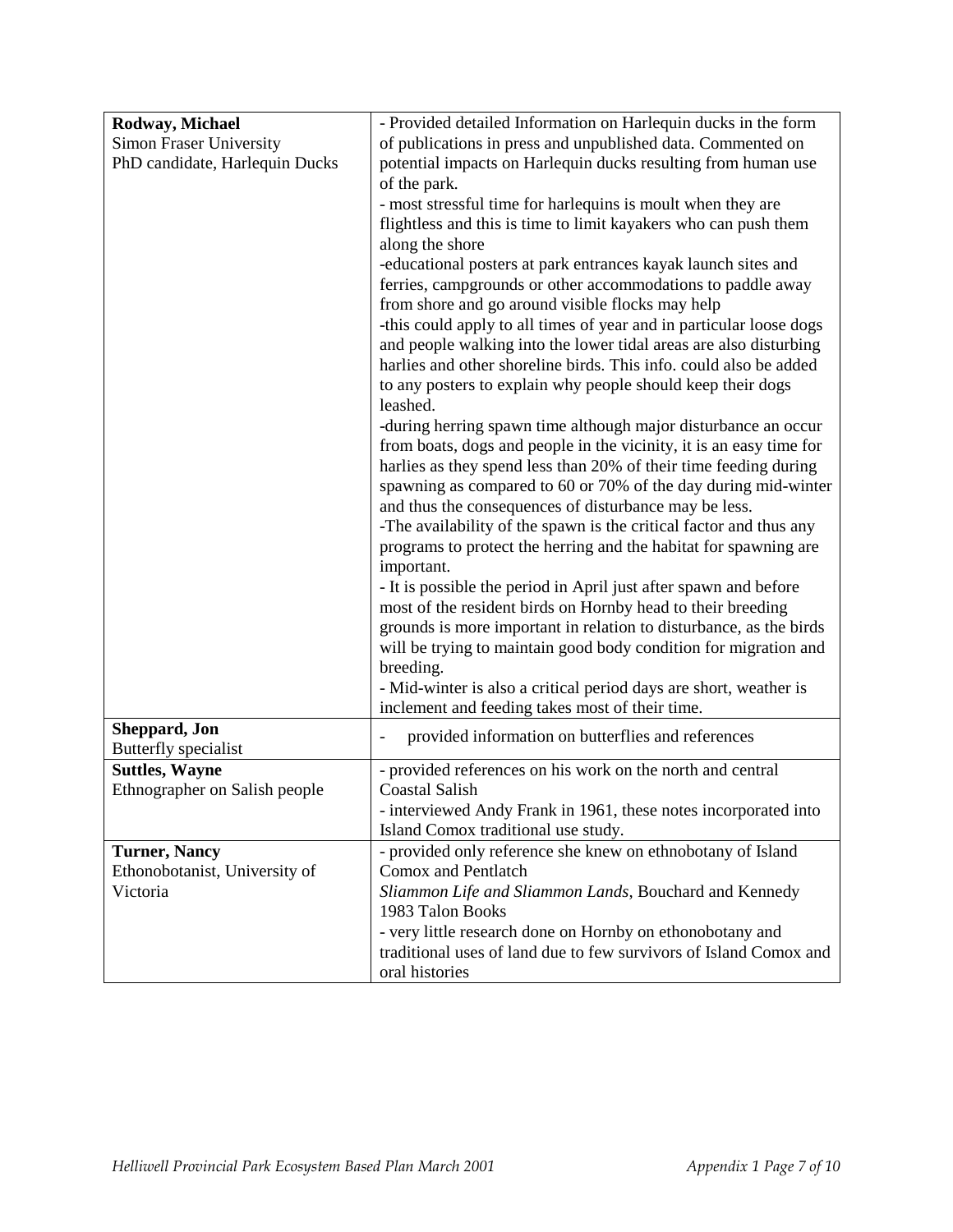| | |
|---|---|
| **Rodway, Michael**<br>Simon Fraser University<br>PhD candidate, Harlequin Ducks | - Provided detailed Information on Harlequin ducks in the form of publications in press and unpublished data. Commented on potential impacts on Harlequin ducks resulting from human use of the park.<br>- most stressful time for harlequins is moult when they are flightless and this is time to limit kayakers who can push them along the shore<br>-educational posters at park entrances kayak launch sites and ferries, campgrounds or other accommodations to paddle away from shore and go around visible flocks may help<br>-this could apply to all times of year and in particular loose dogs and people walking into the lower tidal areas are also disturbing harlies and other shoreline birds. This info. could also be added to any posters to explain why people should keep their dogs leashed.<br>-during herring spawn time although major disturbance an occur from boats, dogs and people in the vicinity, it is an easy time for harlies as they spend less than 20% of their time feeding during spawning as compared to 60 or 70% of the day during mid-winter and thus the consequences of disturbance may be less.<br>-The availability of the spawn is the critical factor and thus any programs to protect the herring and the habitat for spawning are important.<br>- It is possible the period in April just after spawn and before most of the resident birds on Hornby head to their breeding grounds is more important in relation to disturbance, as the birds will be trying to maintain good body condition for migration and breeding.<br>- Mid-winter is also a critical period days are short, weather is inclement and feeding takes most of their time. |
| **Sheppard, Jon**<br>Butterfly specialist | - provided information on butterflies and references |
| **Suttles, Wayne**<br>Ethnographer on Salish people | - provided references on his work on the north and central Coastal Salish<br>- interviewed Andy Frank in 1961, these notes incorporated into Island Comox traditional use study. |
| **Turner, Nancy**<br>Ethonobotanist, University of Victoria | - provided only reference she knew on ethnobotany of Island Comox and Pentlatch<br>*Sliammon Life and Sliammon Lands*, Bouchard and Kennedy 1983 Talon Books<br>- very little research done on Hornby on ethonobotany and traditional uses of land due to few survivors of Island Comox and oral histories |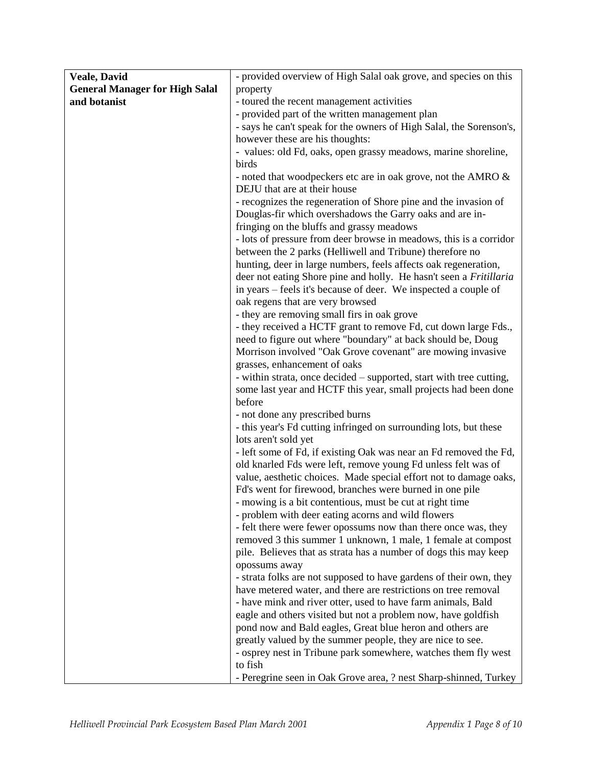| **Veale, David** **General Manager for High Salal and botanist** | - provided overview of High Salal oak grove, and species on this property<br>- toured the recent management activities<br>- provided part of the written management plan<br>- says he can't speak for the owners of High Salal, the Sorenson's, however these are his thoughts:<br>- values: old Fd, oaks, open grassy meadows, marine shoreline, birds<br>- noted that woodpeckers etc are in oak grove, not the AMRO & DEJU that are at their house<br>- recognizes the regeneration of Shore pine and the invasion of Douglas-fir which overshadows the Garry oaks and are in-fringing on the bluffs and grassy meadows<br>- lots of pressure from deer browse in meadows, this is a corridor between the 2 parks (Helliwell and Tribune) therefore no hunting, deer in large numbers, feels affects oak regeneration, deer not eating Shore pine and holly. He hasn't seen a *Fritillaria* in years – feels it's because of deer. We inspected a couple of oak regens that are very browsed<br>- they are removing small firs in oak grove<br>- they received a HCTF grant to remove Fd, cut down large Fds., need to figure out where "boundary" at back should be, Doug Morrison involved "Oak Grove covenant" are mowing invasive grasses, enhancement of oaks<br>- within strata, once decided – supported, start with tree cutting, some last year and HCTF this year, small projects had been done before<br>- not done any prescribed burns<br>- this year's Fd cutting infringed on surrounding lots, but these lots aren't sold yet<br>- left some of Fd, if existing Oak was near an Fd removed the Fd, old knarled Fds were left, remove young Fd unless felt was of value, aesthetic choices. Made special effort not to damage oaks, Fd's went for firewood, branches were burned in one pile<br>- mowing is a bit contentious, must be cut at right time<br>- problem with deer eating acorns and wild flowers<br>- felt there were fewer opossums now than there once was, they removed 3 this summer 1 unknown, 1 male, 1 female at compost pile. Believes that as strata has a number of dogs this may keep opossums away<br>- strata folks are not supposed to have gardens of their own, they have metered water, and there are restrictions on tree removal<br>- have mink and river otter, used to have farm animals, Bald eagle and others visited but not a problem now, have goldfish pond now and Bald eagles, Great blue heron and others are greatly valued by the summer people, they are nice to see.<br>- osprey nest in Tribune park somewhere, watches them fly west to fish<br>- Peregrine seen in Oak Grove area, ? nest Sharp-shinned, Turkey |
|---|---|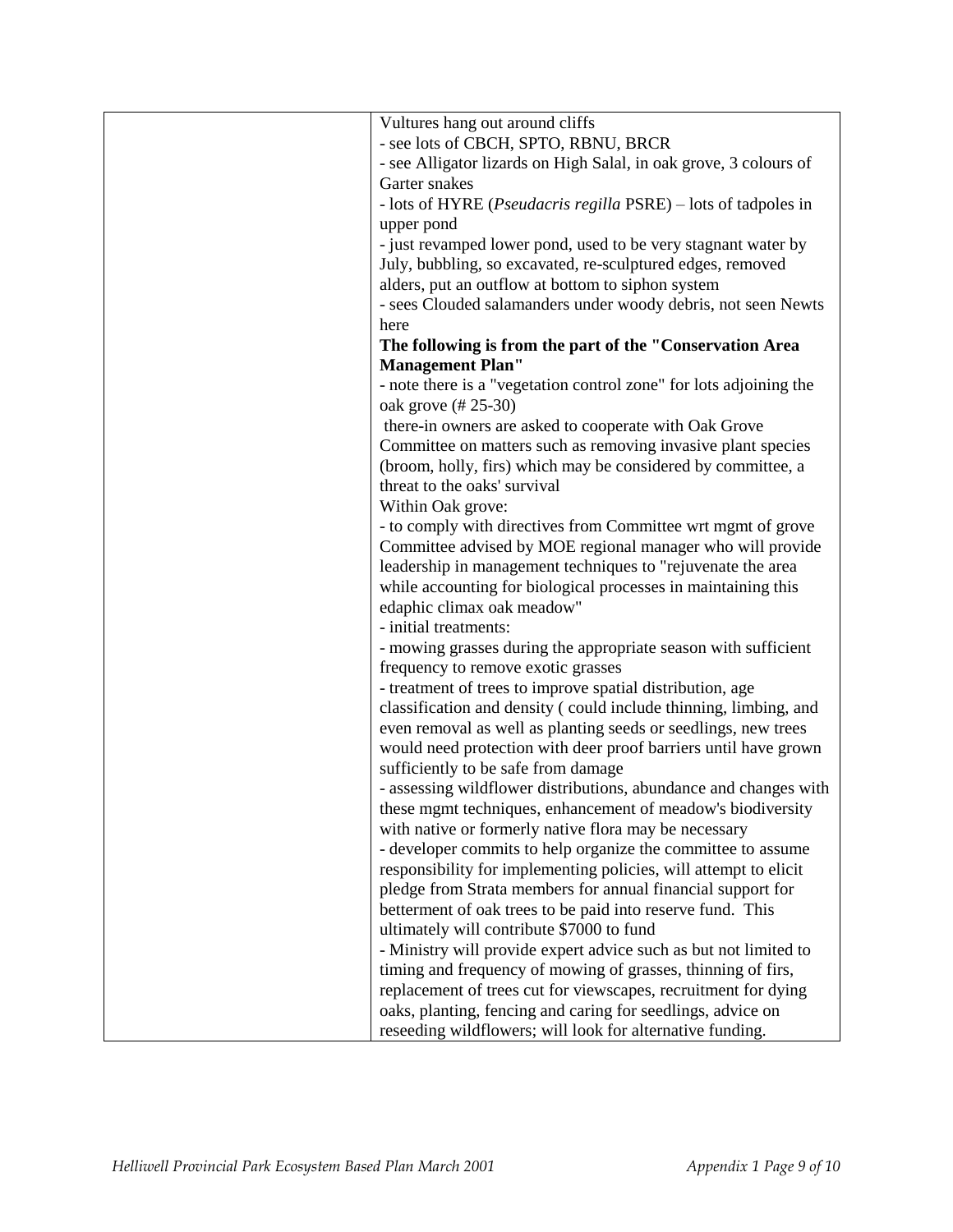| | |
|---|---|
| | Vultures hang out around cliffs<br>- see lots of CBCH, SPTO, RBNU, BRCR<br>- see Alligator lizards on High Salal, in oak grove, 3 colours of Garter snakes<br>- lots of HYRE (*Pseudacris regilla* PSRE) – lots of tadpoles in upper pond<br>- just revamped lower pond, used to be very stagnant water by July, bubbling, so excavated, re-sculptured edges, removed alders, put an outflow at bottom to siphon system<br>- sees Clouded salamanders under woody debris, not seen Newts here<br>**The following is from the part of the "Conservation Area Management Plan"**<br>- note there is a "vegetation control zone" for lots adjoining the oak grove (# 25-30)<br>there-in owners are asked to cooperate with Oak Grove Committee on matters such as removing invasive plant species (broom, holly, firs) which may be considered by committee, a threat to the oaks' survival<br>Within Oak grove:<br>- to comply with directives from Committee wrt mgmt of grove Committee advised by MOE regional manager who will provide leadership in management techniques to "rejuvenate the area while accounting for biological processes in maintaining this edaphic climax oak meadow"<br>- initial treatments:<br>- mowing grasses during the appropriate season with sufficient frequency to remove exotic grasses<br>- treatment of trees to improve spatial distribution, age classification and density ( could include thinning, limbing, and even removal as well as planting seeds or seedlings, new trees would need protection with deer proof barriers until have grown sufficiently to be safe from damage<br>- assessing wildflower distributions, abundance and changes with these mgmt techniques, enhancement of meadow's biodiversity with native or formerly native flora may be necessary<br>- developer commits to help organize the committee to assume responsibility for implementing policies, will attempt to elicit pledge from Strata members for annual financial support for betterment of oak trees to be paid into reserve fund. This ultimately will contribute $7000 to fund<br>- Ministry will provide expert advice such as but not limited to timing and frequency of mowing of grasses, thinning of firs, replacement of trees cut for viewscapes, recruitment for dying oaks, planting, fencing and caring for seedlings, advice on reseeding wildflowers; will look for alternative funding. |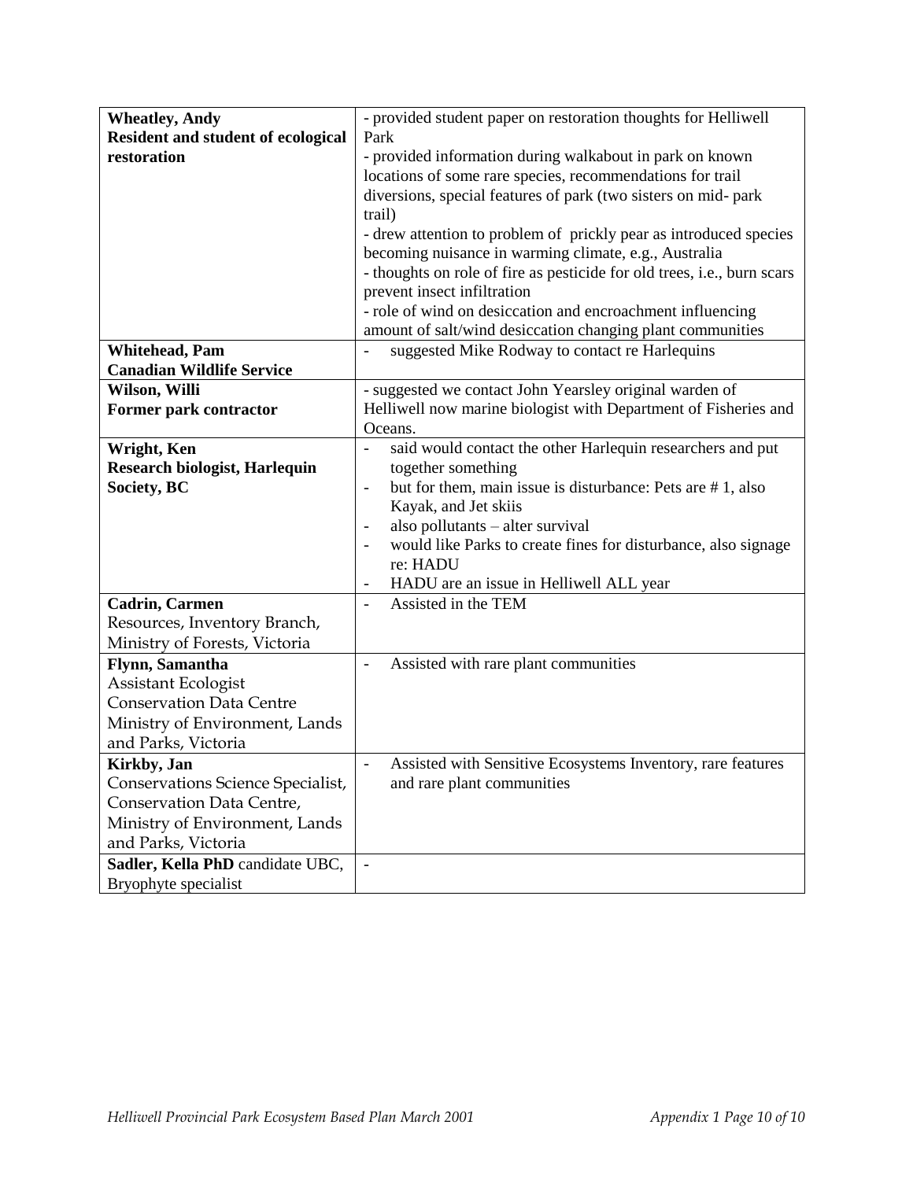| | |
|---|---|
| **Wheatley, Andy**<br>**Resident and student of ecological restoration** | - provided student paper on restoration thoughts for Helliwell Park<br>- provided information during walkabout in park on known locations of some rare species, recommendations for trail diversions, special features of park (two sisters on mid- park trail)<br>- drew attention to problem of prickly pear as introduced species becoming nuisance in warming climate, e.g., Australia<br>- thoughts on role of fire as pesticide for old trees, i.e., burn scars prevent insect infiltration<br>- role of wind on desiccation and encroachment influencing amount of salt/wind desiccation changing plant communities |
| **Whitehead, Pam**<br>**Canadian Wildlife Service** | - suggested Mike Rodway to contact re Harlequins |
| **Wilson, Willi**<br>**Former park contractor** | - suggested we contact John Yearsley original warden of Helliwell now marine biologist with Department of Fisheries and Oceans. |
| **Wright, Ken**<br>**Research biologist, Harlequin Society, BC** | - said would contact the other Harlequin researchers and put together something<br>- but for them, main issue is disturbance: Pets are # 1, also Kayak, and Jet skiis<br>- also pollutants – alter survival<br>- would like Parks to create fines for disturbance, also signage re: HADU<br>- HADU are an issue in Helliwell ALL year |
| **Cadrin, Carmen**<br>Resources, Inventory Branch, Ministry of Forests, Victoria | - Assisted in the TEM |
| **Flynn, Samantha**<br>Assistant Ecologist<br>Conservation Data Centre<br>Ministry of Environment, Lands and Parks, Victoria | - Assisted with rare plant communities |
| **Kirkby, Jan**<br>Conservations Science Specialist, Conservation Data Centre, Ministry of Environment, Lands and Parks, Victoria | - Assisted with Sensitive Ecosystems Inventory, rare features and rare plant communities |
| **Sadler, Kella PhD** candidate UBC, Bryophyte specialist | - |